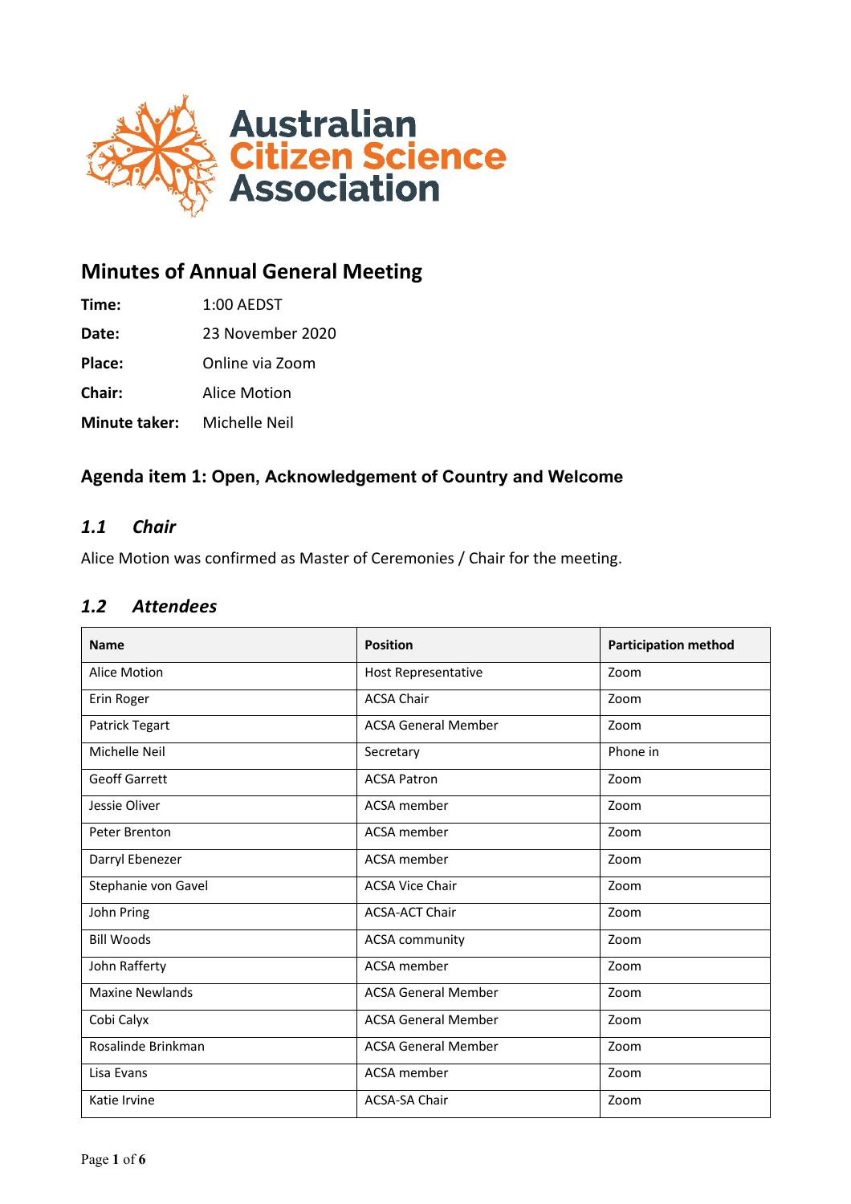Australian Citizen Science Association

# Minutes of Annual General Meeting

**Time:** 1:00 AEDST

**Date:** 23 November 2020

**Place:** Online via Zoom

**Chair:** Alice Motion

**Minute taker:** Michelle Neil

## Agenda item 1: Open, Acknowledgement of Country and Welcome

### *1.1 Chair*

Alice Motion was confirmed as Master of Ceremonies / Chair for the meeting.

### *1.2 Attendees*

| Name | Position | Participation method |
|---|---|---|
| Alice Motion | Host Representative | Zoom |
| Erin Roger | ACSA Chair | Zoom |
| Patrick Tegart | ACSA General Member | Zoom |
| Michelle Neil | Secretary | Phone in |
| Geoff Garrett | ACSA Patron | Zoom |
| Jessie Oliver | ACSA member | Zoom |
| Peter Brenton | ACSA member | Zoom |
| Darryl Ebenezer | ACSA member | Zoom |
| Stephanie von Gavel | ACSA Vice Chair | Zoom |
| John Pring | ACSA-ACT Chair | Zoom |
| Bill Woods | ACSA community | Zoom |
| John Rafferty | ACSA member | Zoom |
| Maxine Newlands | ACSA General Member | Zoom |
| Cobi Calyx | ACSA General Member | Zoom |
| Rosalinde Brinkman | ACSA General Member | Zoom |
| Lisa Evans | ACSA member | Zoom |
| Katie Irvine | ACSA-SA Chair | Zoom |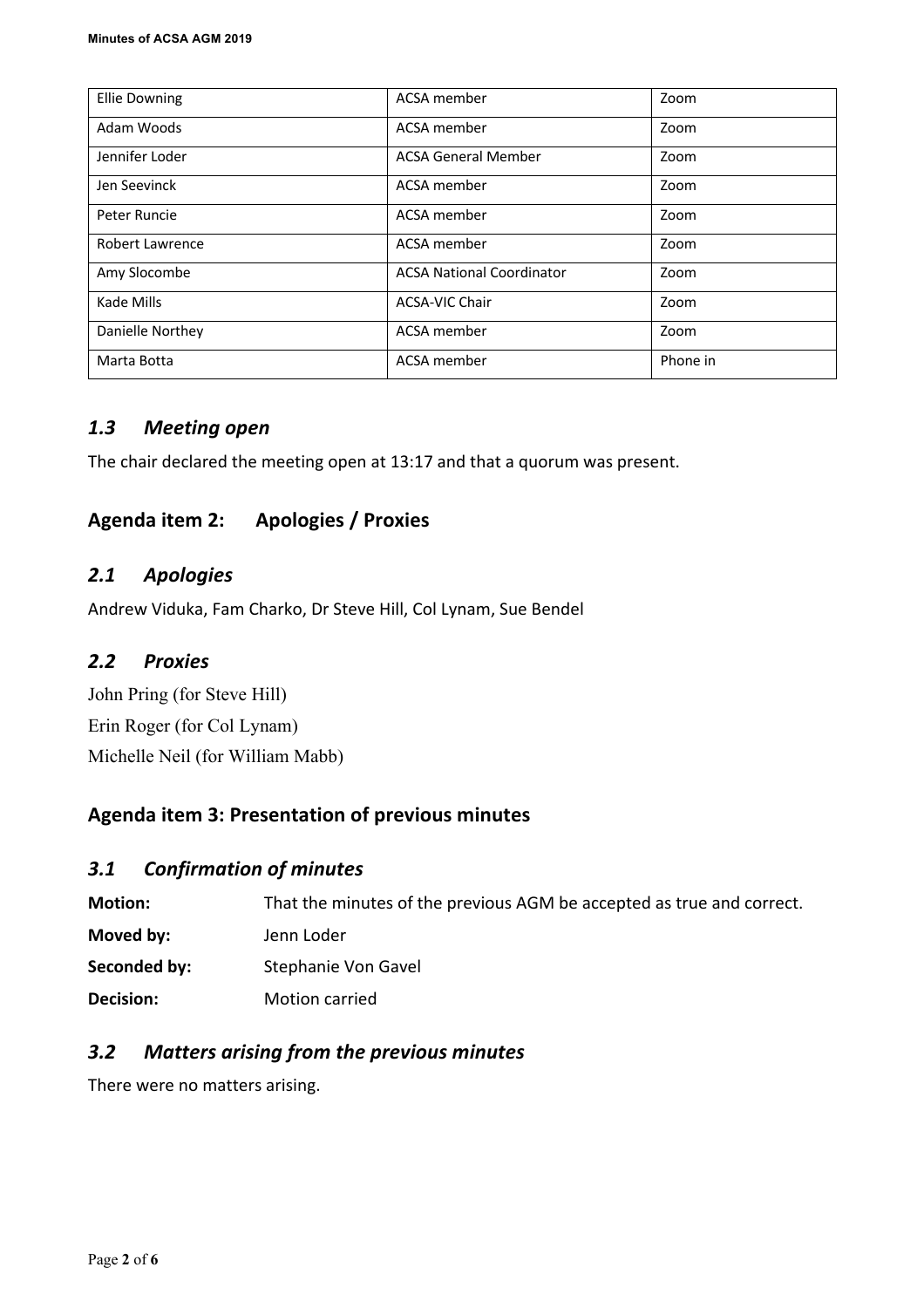| Ellie Downing | ACSA member | Zoom |
|---|---|---|
| Adam Woods | ACSA member | Zoom |
| Jennifer Loder | ACSA General Member | Zoom |
| Jen Seevinck | ACSA member | Zoom |
| Peter Runcie | ACSA member | Zoom |
| Robert Lawrence | ACSA member | Zoom |
| Amy Slocombe | ACSA National Coordinator | Zoom |
| Kade Mills | ACSA-VIC Chair | Zoom |
| Danielle Northey | ACSA member | Zoom |
| Marta Botta | ACSA member | Phone in |

### *1.3 Meeting open*

The chair declared the meeting open at 13:17 and that a quorum was present.

## Agenda item 2: Apologies / Proxies

### *2.1 Apologies*

Andrew Viduka, Fam Charko, Dr Steve Hill, Col Lynam, Sue Bendel

### *2.2 Proxies*

John Pring (for Steve Hill)

Erin Roger (for Col Lynam)

Michelle Neil (for William Mabb)

## Agenda item 3: Presentation of previous minutes

### *3.1 Confirmation of minutes*

**Motion:** That the minutes of the previous AGM be accepted as true and correct.

**Moved by:** Jenn Loder

**Seconded by:** Stephanie Von Gavel

**Decision:** Motion carried

### *3.2 Matters arising from the previous minutes*

There were no matters arising.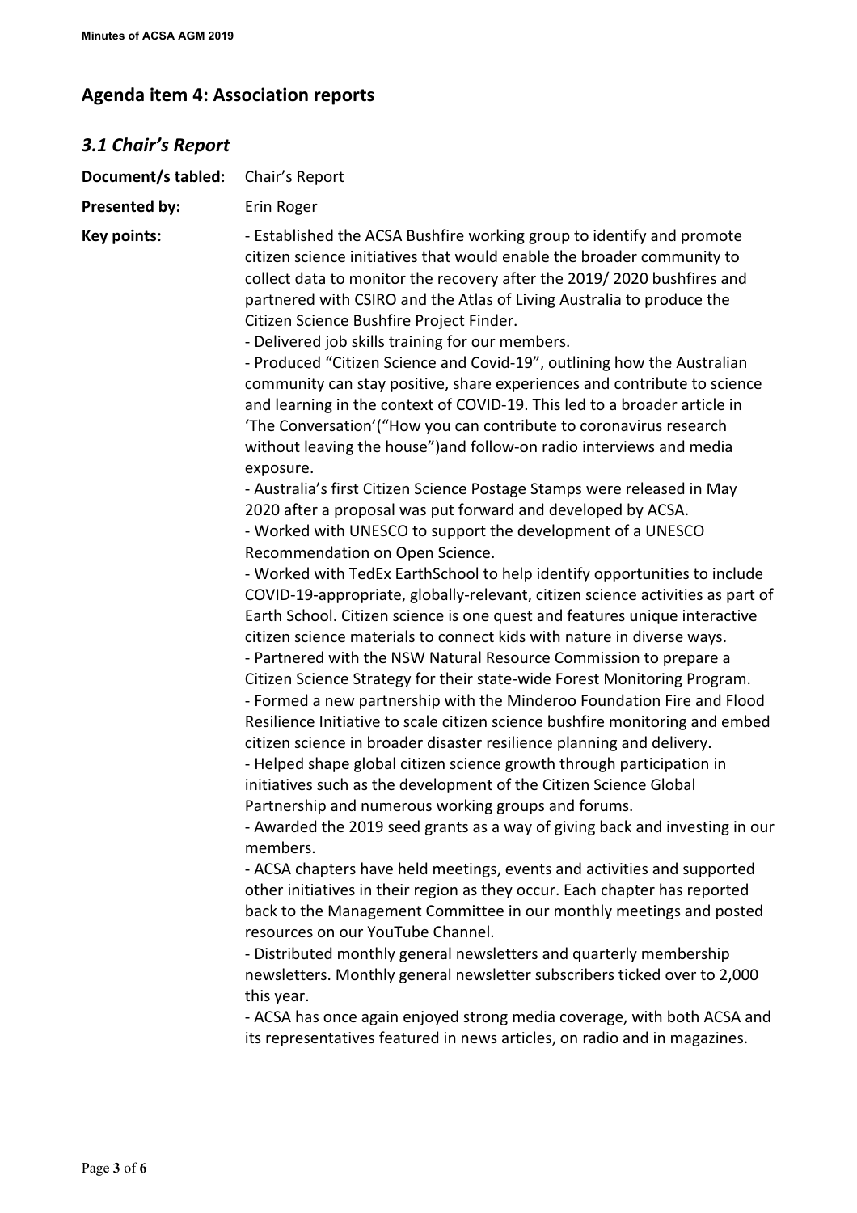## Agenda item 4: Association reports

### *3.1 Chair's Report*

**Document/s tabled:** Chair's Report

**Presented by:** Erin Roger

**Key points:**

- Established the ACSA Bushfire working group to identify and promote citizen science initiatives that would enable the broader community to collect data to monitor the recovery after the 2019/ 2020 bushfires and partnered with CSIRO and the Atlas of Living Australia to produce the Citizen Science Bushfire Project Finder.
- Delivered job skills training for our members.
- Produced "Citizen Science and Covid-19", outlining how the Australian community can stay positive, share experiences and contribute to science and learning in the context of COVID-19. This led to a broader article in 'The Conversation'("How you can contribute to coronavirus research without leaving the house")and follow-on radio interviews and media exposure.
- Australia's first Citizen Science Postage Stamps were released in May 2020 after a proposal was put forward and developed by ACSA.
- Worked with UNESCO to support the development of a UNESCO Recommendation on Open Science.
- Worked with TedEx EarthSchool to help identify opportunities to include COVID-19-appropriate, globally-relevant, citizen science activities as part of Earth School. Citizen science is one quest and features unique interactive citizen science materials to connect kids with nature in diverse ways.
- Partnered with the NSW Natural Resource Commission to prepare a Citizen Science Strategy for their state-wide Forest Monitoring Program.
- Formed a new partnership with the Minderoo Foundation Fire and Flood Resilience Initiative to scale citizen science bushfire monitoring and embed citizen science in broader disaster resilience planning and delivery.
- Helped shape global citizen science growth through participation in initiatives such as the development of the Citizen Science Global Partnership and numerous working groups and forums.
- Awarded the 2019 seed grants as a way of giving back and investing in our members.
- ACSA chapters have held meetings, events and activities and supported other initiatives in their region as they occur. Each chapter has reported back to the Management Committee in our monthly meetings and posted resources on our YouTube Channel.
- Distributed monthly general newsletters and quarterly membership newsletters. Monthly general newsletter subscribers ticked over to 2,000 this year.
- ACSA has once again enjoyed strong media coverage, with both ACSA and its representatives featured in news articles, on radio and in magazines.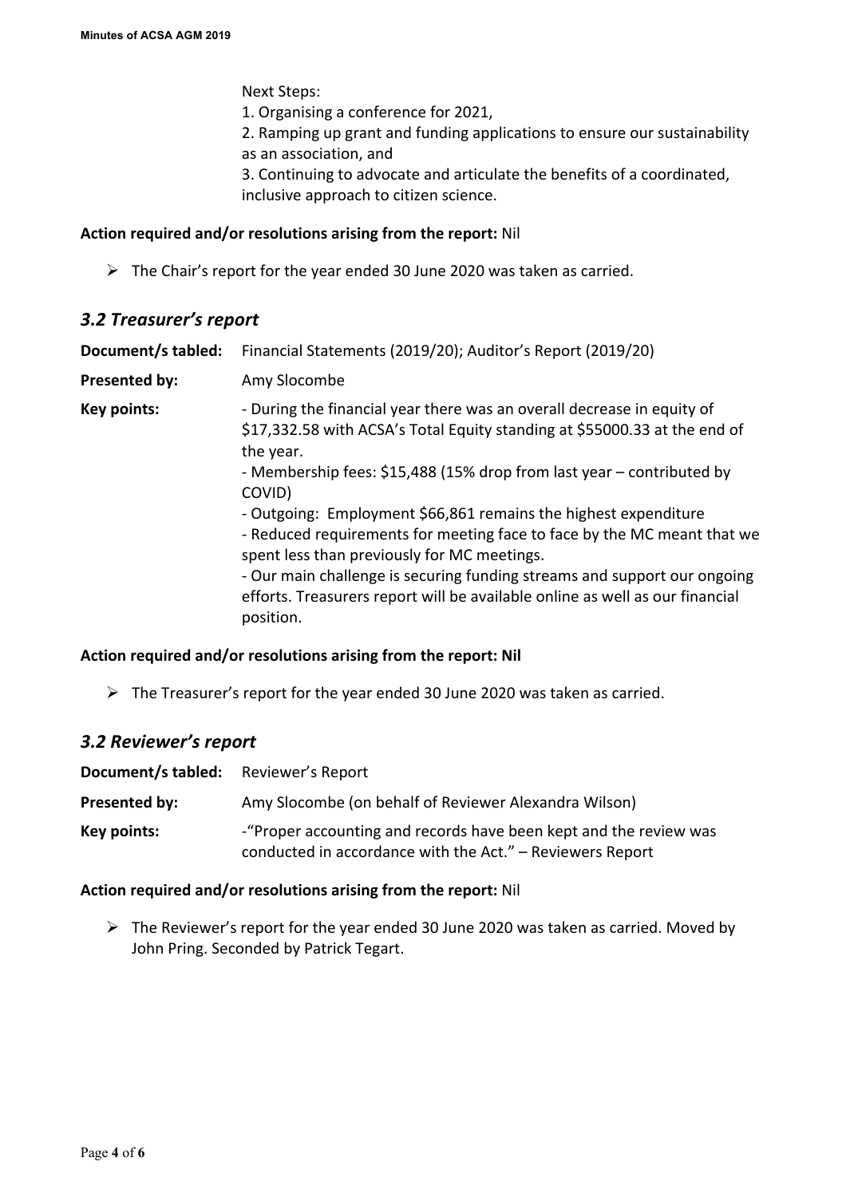Next Steps:

1. Organising a conference for 2021,
2. Ramping up grant and funding applications to ensure our sustainability as an association, and
3. Continuing to advocate and articulate the benefits of a coordinated, inclusive approach to citizen science.

**Action required and/or resolutions arising from the report:** Nil

- The Chair's report for the year ended 30 June 2020 was taken as carried.

## *3.2 Treasurer's report*

**Document/s tabled:** Financial Statements (2019/20); Auditor's Report (2019/20)

**Presented by:** Amy Slocombe

**Key points:**
- During the financial year there was an overall decrease in equity of $17,332.58 with ACSA's Total Equity standing at $55000.33 at the end of the year.
- Membership fees: $15,488 (15% drop from last year – contributed by COVID)
- Outgoing: Employment $66,861 remains the highest expenditure
- Reduced requirements for meeting face to face by the MC meant that we spent less than previously for MC meetings.
- Our main challenge is securing funding streams and support our ongoing efforts. Treasurers report will be available online as well as our financial position.

**Action required and/or resolutions arising from the report: Nil**

- The Treasurer's report for the year ended 30 June 2020 was taken as carried.

## *3.2 Reviewer's report*

**Document/s tabled:** Reviewer's Report

**Presented by:** Amy Slocombe (on behalf of Reviewer Alexandra Wilson)

**Key points:** -"Proper accounting and records have been kept and the review was conducted in accordance with the Act." – Reviewers Report

**Action required and/or resolutions arising from the report:** Nil

- The Reviewer's report for the year ended 30 June 2020 was taken as carried. Moved by John Pring. Seconded by Patrick Tegart.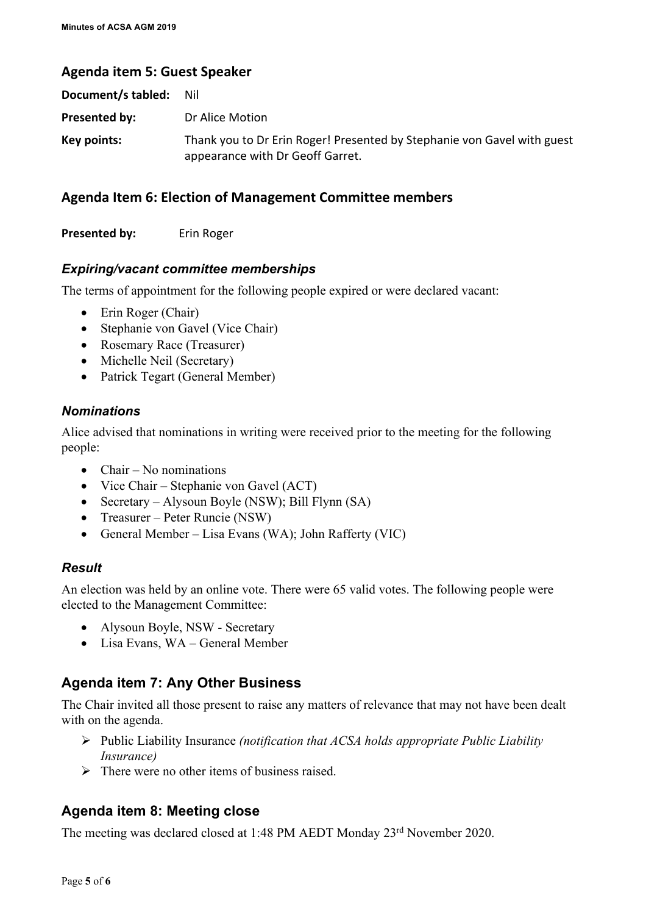## Agenda item 5: Guest Speaker

**Document/s tabled:** Nil

**Presented by:** Dr Alice Motion

**Key points:** Thank you to Dr Erin Roger! Presented by Stephanie von Gavel with guest appearance with Dr Geoff Garret.

## Agenda Item 6: Election of Management Committee members

**Presented by:** Erin Roger

### *Expiring/vacant committee memberships*

The terms of appointment for the following people expired or were declared vacant:

- Erin Roger (Chair)
- Stephanie von Gavel (Vice Chair)
- Rosemary Race (Treasurer)
- Michelle Neil (Secretary)
- Patrick Tegart (General Member)

### *Nominations*

Alice advised that nominations in writing were received prior to the meeting for the following people:

- Chair – No nominations
- Vice Chair – Stephanie von Gavel (ACT)
- Secretary – Alysoun Boyle (NSW); Bill Flynn (SA)
- Treasurer – Peter Runcie (NSW)
- General Member – Lisa Evans (WA); John Rafferty (VIC)

### *Result*

An election was held by an online vote. There were 65 valid votes. The following people were elected to the Management Committee:

- Alysoun Boyle, NSW - Secretary
- Lisa Evans, WA – General Member

## Agenda item 7: Any Other Business

The Chair invited all those present to raise any matters of relevance that may not have been dealt with on the agenda.

- Public Liability Insurance *(notification that ACSA holds appropriate Public Liability Insurance)*
- There were no other items of business raised.

## Agenda item 8: Meeting close

The meeting was declared closed at 1:48 PM AEDT Monday 23rd November 2020.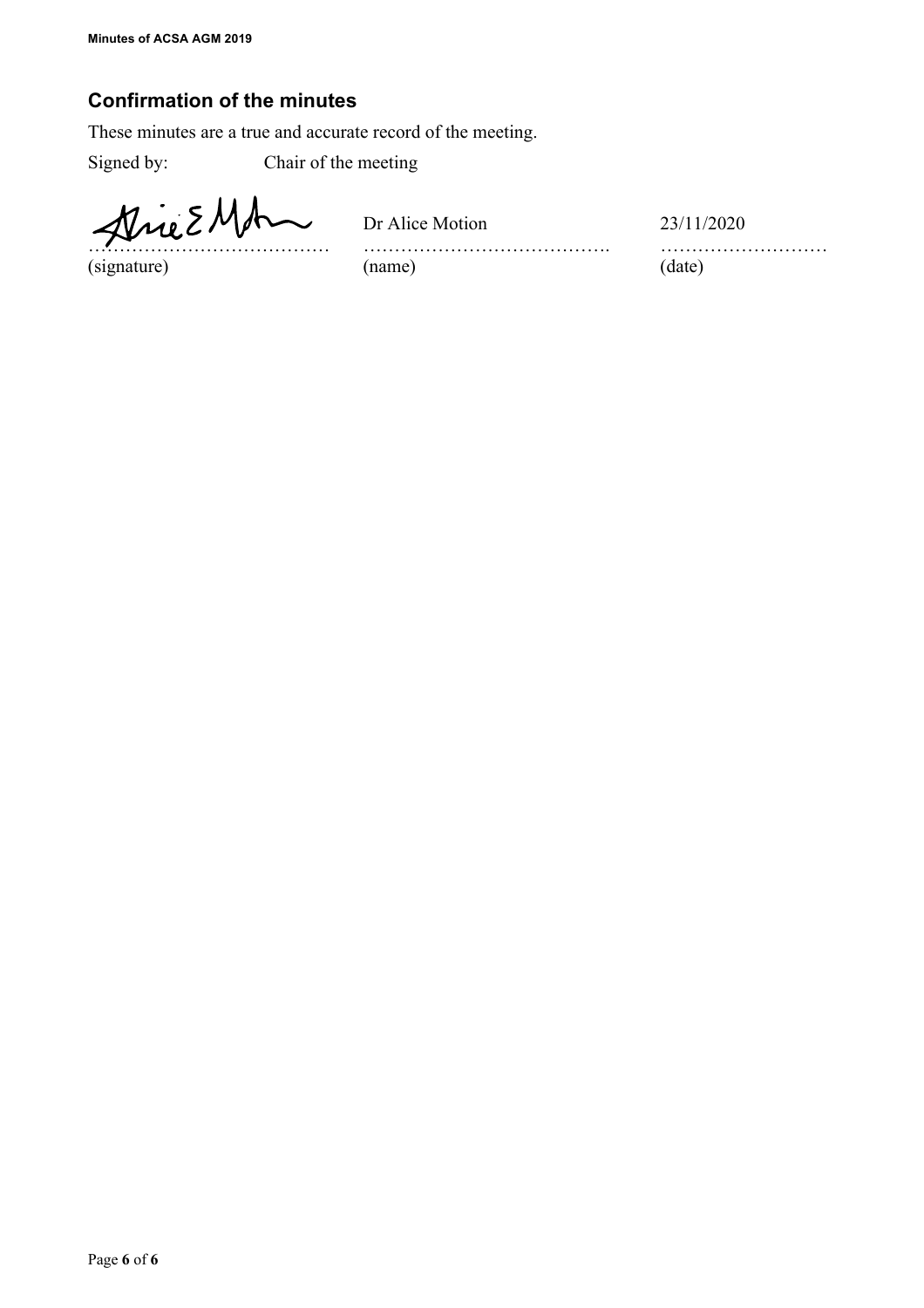## Confirmation of the minutes

These minutes are a true and accurate record of the meeting.

Signed by: Chair of the meeting

| | | |
|---|---|---|
| ………………………………… | Dr Alice Motion<br>………………………………….  | 23/11/2020<br>……………………… |
| (signature) | (name) | (date) |